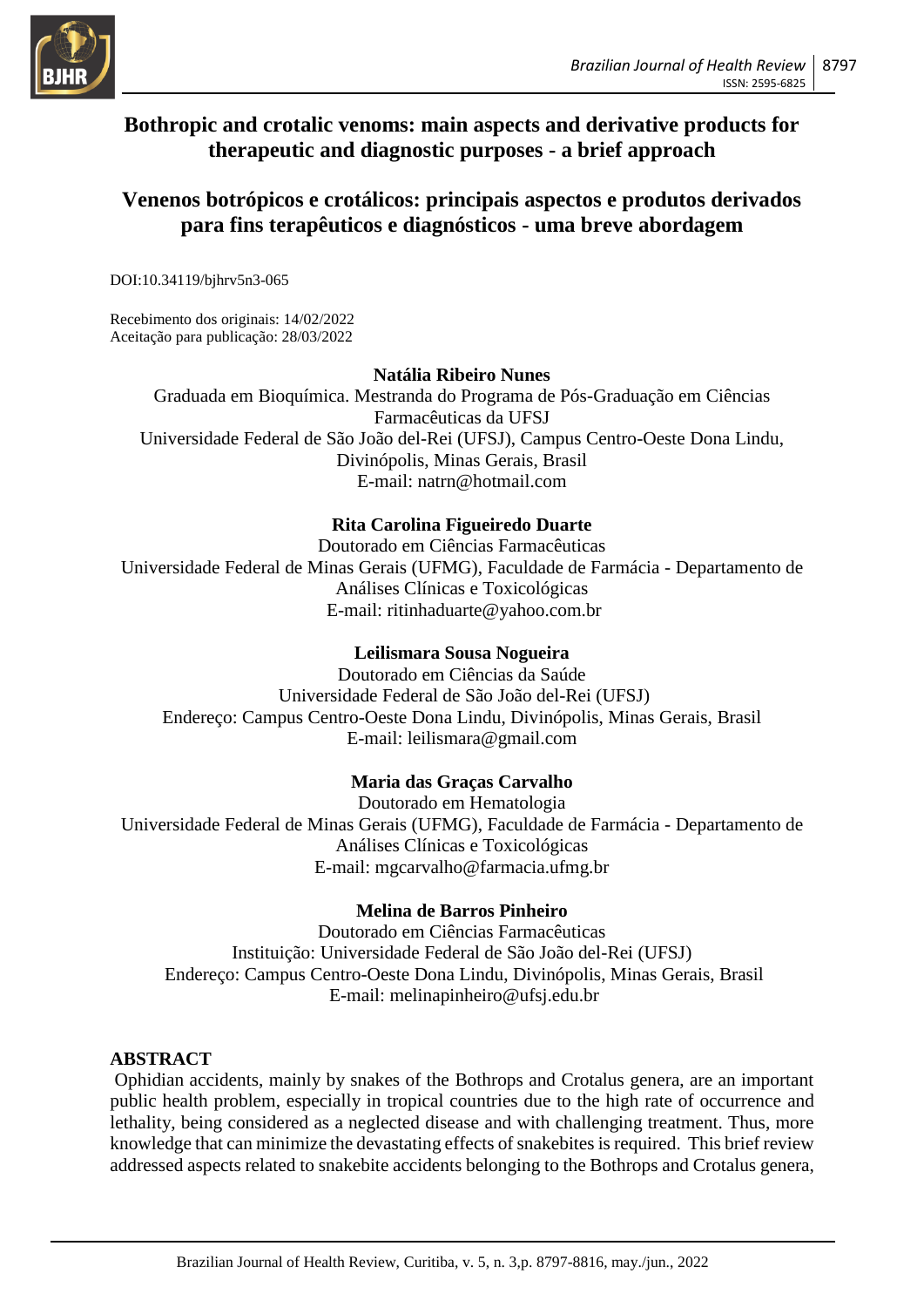# Bothropic and crotalic venoms: main aspects and derivative products for therapeutic and diagnostic purposes - a brief approach

# Venenos botrópicos e crotálicos: principais aspectos e produtos derivados para fins terapêuticos e diagnósticos - uma breve abordagem

DOI:10.34119/bjhrv5n3-065

Recebimento dos originais: 14/02/2022
Aceitação para publicação: 28/03/2022

**Natália Ribeiro Nunes**
Graduada em Bioquímica. Mestranda do Programa de Pós-Graduação em Ciências Farmacêuticas da UFSJ
Universidade Federal de São João del-Rei (UFSJ), Campus Centro-Oeste Dona Lindu, Divinópolis, Minas Gerais, Brasil
E-mail: natrn@hotmail.com

**Rita Carolina Figueiredo Duarte**
Doutorado em Ciências Farmacêuticas
Universidade Federal de Minas Gerais (UFMG), Faculdade de Farmácia - Departamento de Análises Clínicas e Toxicológicas
E-mail: ritinhaduarte@yahoo.com.br

**Leilismara Sousa Nogueira**
Doutorado em Ciências da Saúde
Universidade Federal de São João del-Rei (UFSJ)
Endereço: Campus Centro-Oeste Dona Lindu, Divinópolis, Minas Gerais, Brasil
E-mail: leilismara@gmail.com

**Maria das Graças Carvalho**
Doutorado em Hematologia
Universidade Federal de Minas Gerais (UFMG), Faculdade de Farmácia - Departamento de Análises Clínicas e Toxicológicas
E-mail: mgcarvalho@farmacia.ufmg.br

**Melina de Barros Pinheiro**
Doutorado em Ciências Farmacêuticas
Instituição: Universidade Federal de São João del-Rei (UFSJ)
Endereço: Campus Centro-Oeste Dona Lindu, Divinópolis, Minas Gerais, Brasil
E-mail: melinapinheiro@ufsj.edu.br

## ABSTRACT

Ophidian accidents, mainly by snakes of the Bothrops and Crotalus genera, are an important public health problem, especially in tropical countries due to the high rate of occurrence and lethality, being considered as a neglected disease and with challenging treatment. Thus, more knowledge that can minimize the devastating effects of snakebites is required. This brief review addressed aspects related to snakebite accidents belonging to the Bothrops and Crotalus genera,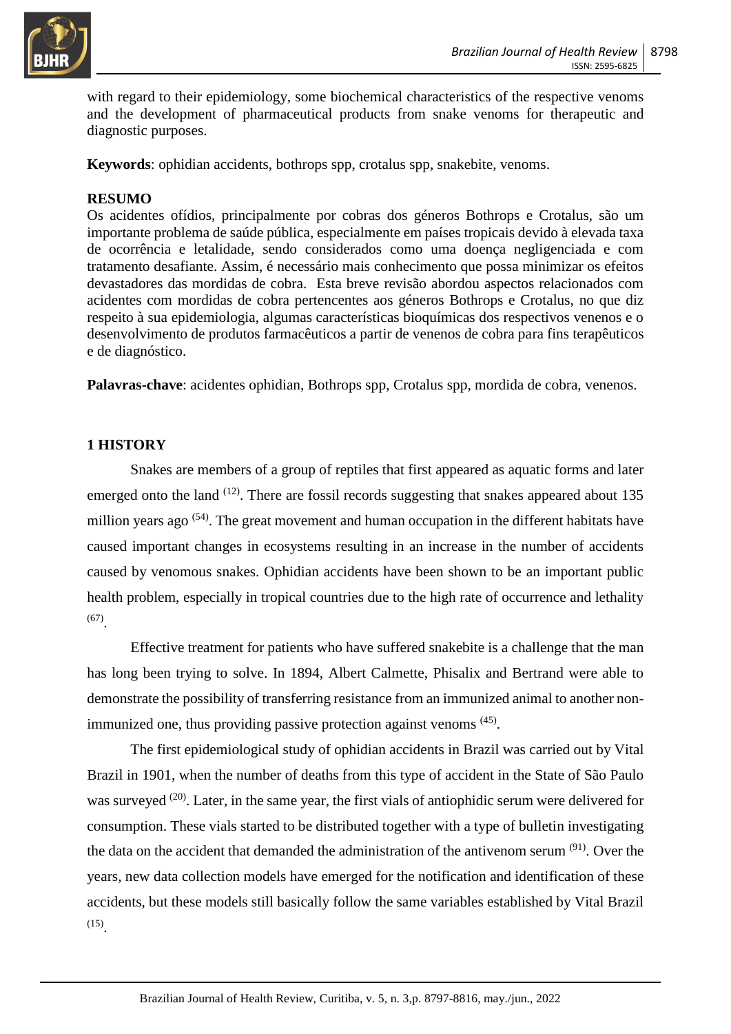with regard to their epidemiology, some biochemical characteristics of the respective venoms and the development of pharmaceutical products from snake venoms for therapeutic and diagnostic purposes.

**Keywords**: ophidian accidents, bothrops spp, crotalus spp, snakebite, venoms.

## RESUMO

Os acidentes ofídios, principalmente por cobras dos géneros Bothrops e Crotalus, são um importante problema de saúde pública, especialmente em países tropicais devido à elevada taxa de ocorrência e letalidade, sendo considerados como uma doença negligenciada e com tratamento desafiante. Assim, é necessário mais conhecimento que possa minimizar os efeitos devastadores das mordidas de cobra. Esta breve revisão abordou aspectos relacionados com acidentes com mordidas de cobra pertencentes aos géneros Bothrops e Crotalus, no que diz respeito à sua epidemiologia, algumas características bioquímicas dos respectivos venenos e o desenvolvimento de produtos farmacêuticos a partir de venenos de cobra para fins terapêuticos e de diagnóstico.

**Palavras-chave**: acidentes ophidian, Bothrops spp, Crotalus spp, mordida de cobra, venenos.

## 1 HISTORY

Snakes are members of a group of reptiles that first appeared as aquatic forms and later emerged onto the land [12]. There are fossil records suggesting that snakes appeared about 135 million years ago [54]. The great movement and human occupation in the different habitats have caused important changes in ecosystems resulting in an increase in the number of accidents caused by venomous snakes. Ophidian accidents have been shown to be an important public health problem, especially in tropical countries due to the high rate of occurrence and lethality [67].

Effective treatment for patients who have suffered snakebite is a challenge that the man has long been trying to solve. In 1894, Albert Calmette, Phisalix and Bertrand were able to demonstrate the possibility of transferring resistance from an immunized animal to another non-immunized one, thus providing passive protection against venoms [45].

The first epidemiological study of ophidian accidents in Brazil was carried out by Vital Brazil in 1901, when the number of deaths from this type of accident in the State of São Paulo was surveyed [20]. Later, in the same year, the first vials of antiophidic serum were delivered for consumption. These vials started to be distributed together with a type of bulletin investigating the data on the accident that demanded the administration of the antivenom serum [91]. Over the years, new data collection models have emerged for the notification and identification of these accidents, but these models still basically follow the same variables established by Vital Brazil [15].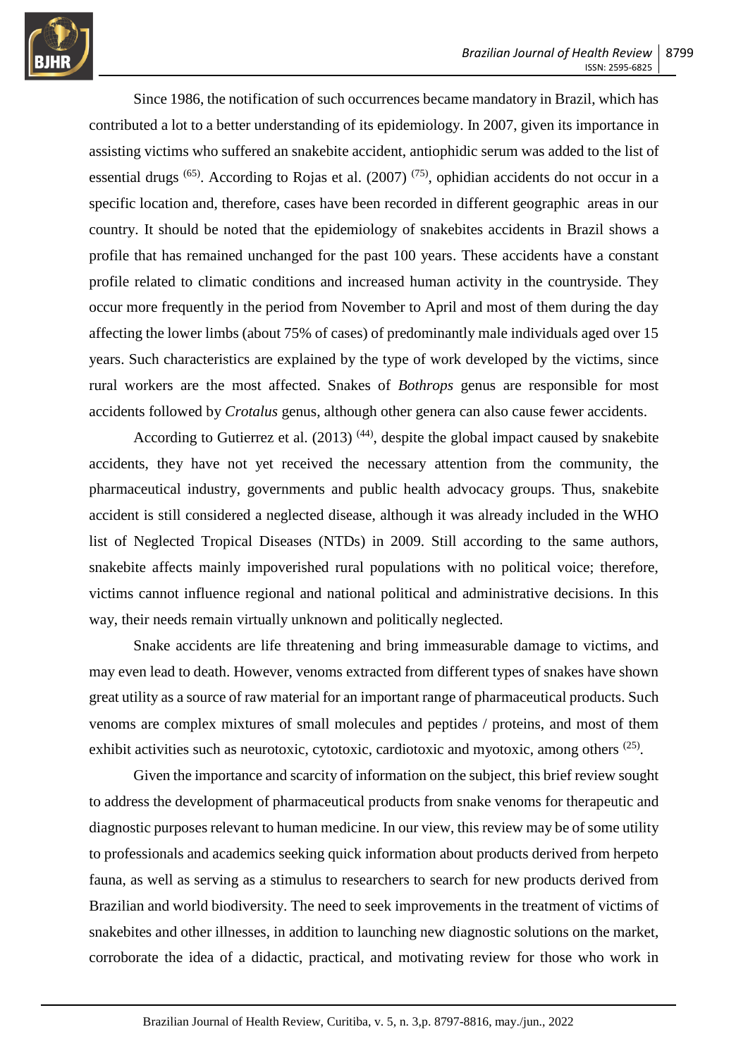Since 1986, the notification of such occurrences became mandatory in Brazil, which has contributed a lot to a better understanding of its epidemiology. In 2007, given its importance in assisting victims who suffered an snakebite accident, antiophidic serum was added to the list of essential drugs [65]. According to Rojas et al. (2007) [75], ophidian accidents do not occur in a specific location and, therefore, cases have been recorded in different geographic areas in our country. It should be noted that the epidemiology of snakebites accidents in Brazil shows a profile that has remained unchanged for the past 100 years. These accidents have a constant profile related to climatic conditions and increased human activity in the countryside. They occur more frequently in the period from November to April and most of them during the day affecting the lower limbs (about 75% of cases) of predominantly male individuals aged over 15 years. Such characteristics are explained by the type of work developed by the victims, since rural workers are the most affected. Snakes of *Bothrops* genus are responsible for most accidents followed by *Crotalus* genus, although other genera can also cause fewer accidents.

According to Gutierrez et al. (2013) [44], despite the global impact caused by snakebite accidents, they have not yet received the necessary attention from the community, the pharmaceutical industry, governments and public health advocacy groups. Thus, snakebite accident is still considered a neglected disease, although it was already included in the WHO list of Neglected Tropical Diseases (NTDs) in 2009. Still according to the same authors, snakebite affects mainly impoverished rural populations with no political voice; therefore, victims cannot influence regional and national political and administrative decisions. In this way, their needs remain virtually unknown and politically neglected.

Snake accidents are life threatening and bring immeasurable damage to victims, and may even lead to death. However, venoms extracted from different types of snakes have shown great utility as a source of raw material for an important range of pharmaceutical products. Such venoms are complex mixtures of small molecules and peptides / proteins, and most of them exhibit activities such as neurotoxic, cytotoxic, cardiotoxic and myotoxic, among others [25].

Given the importance and scarcity of information on the subject, this brief review sought to address the development of pharmaceutical products from snake venoms for therapeutic and diagnostic purposes relevant to human medicine. In our view, this review may be of some utility to professionals and academics seeking quick information about products derived from herpeto fauna, as well as serving as a stimulus to researchers to search for new products derived from Brazilian and world biodiversity. The need to seek improvements in the treatment of victims of snakebites and other illnesses, in addition to launching new diagnostic solutions on the market, corroborate the idea of a didactic, practical, and motivating review for those who work in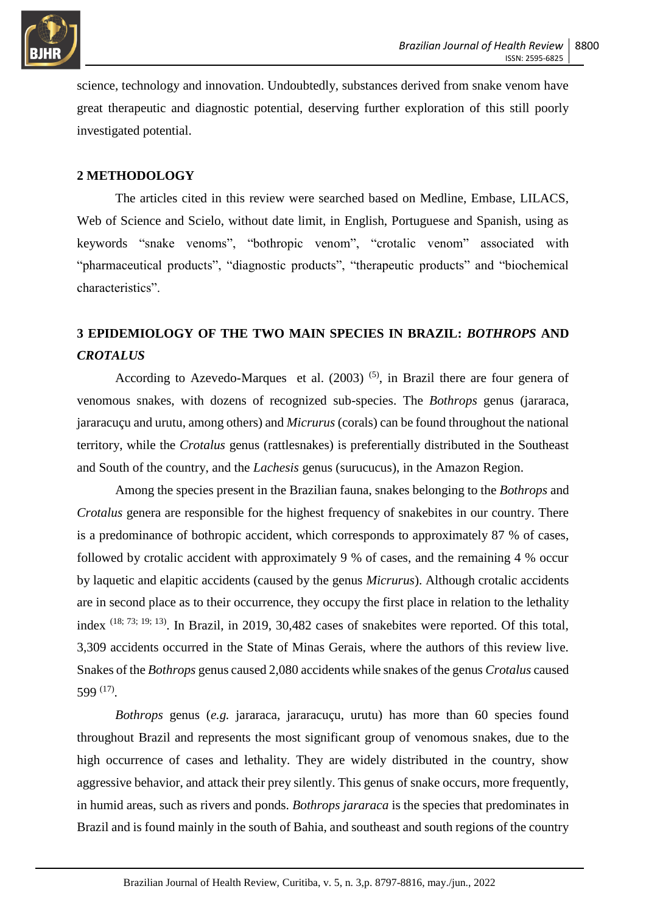science, technology and innovation. Undoubtedly, substances derived from snake venom have great therapeutic and diagnostic potential, deserving further exploration of this still poorly investigated potential.

## 2 METHODOLOGY

The articles cited in this review were searched based on Medline, Embase, LILACS, Web of Science and Scielo, without date limit, in English, Portuguese and Spanish, using as keywords "snake venoms", "bothropic venom", "crotalic venom" associated with "pharmaceutical products", "diagnostic products", "therapeutic products" and "biochemical characteristics".

## 3 EPIDEMIOLOGY OF THE TWO MAIN SPECIES IN BRAZIL: *BOTHROPS* AND *CROTALUS*

According to Azevedo-Marques et al. (2003) [5], in Brazil there are four genera of venomous snakes, with dozens of recognized sub-species. The *Bothrops* genus (jararaca, jararacuçu and urutu, among others) and *Micrurus* (corals) can be found throughout the national territory, while the *Crotalus* genus (rattlesnakes) is preferentially distributed in the Southeast and South of the country, and the *Lachesis* genus (surucucus), in the Amazon Region.

Among the species present in the Brazilian fauna, snakes belonging to the *Bothrops* and *Crotalus* genera are responsible for the highest frequency of snakebites in our country. There is a predominance of bothropic accident, which corresponds to approximately 87 % of cases, followed by crotalic accident with approximately 9 % of cases, and the remaining 4 % occur by laquetic and elapitic accidents (caused by the genus *Micrurus*). Although crotalic accidents are in second place as to their occurrence, they occupy the first place in relation to the lethality index [18; 73; 19; 13]. In Brazil, in 2019, 30,482 cases of snakebites were reported. Of this total, 3,309 accidents occurred in the State of Minas Gerais, where the authors of this review live. Snakes of the *Bothrops* genus caused 2,080 accidents while snakes of the genus *Crotalus* caused 599 [17].

*Bothrops* genus (*e.g.* jararaca, jararacuçu, urutu) has more than 60 species found throughout Brazil and represents the most significant group of venomous snakes, due to the high occurrence of cases and lethality. They are widely distributed in the country, show aggressive behavior, and attack their prey silently. This genus of snake occurs, more frequently, in humid areas, such as rivers and ponds. *Bothrops jararaca* is the species that predominates in Brazil and is found mainly in the south of Bahia, and southeast and south regions of the country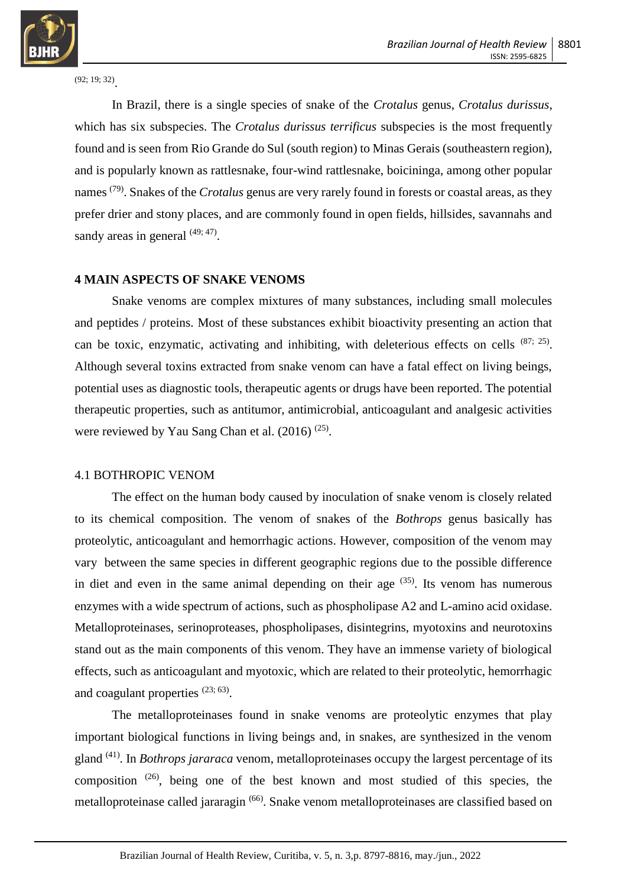[92; 19; 32].

In Brazil, there is a single species of snake of the *Crotalus* genus, *Crotalus durissus*, which has six subspecies. The *Crotalus durissus terrificus* subspecies is the most frequently found and is seen from Rio Grande do Sul (south region) to Minas Gerais (southeastern region), and is popularly known as rattlesnake, four-wind rattlesnake, boicininga, among other popular names [79]. Snakes of the *Crotalus* genus are very rarely found in forests or coastal areas, as they prefer drier and stony places, and are commonly found in open fields, hillsides, savannahs and sandy areas in general [49; 47].

## 4 MAIN ASPECTS OF SNAKE VENOMS

Snake venoms are complex mixtures of many substances, including small molecules and peptides / proteins. Most of these substances exhibit bioactivity presenting an action that can be toxic, enzymatic, activating and inhibiting, with deleterious effects on cells [87; 25]. Although several toxins extracted from snake venom can have a fatal effect on living beings, potential uses as diagnostic tools, therapeutic agents or drugs have been reported. The potential therapeutic properties, such as antitumor, antimicrobial, anticoagulant and analgesic activities were reviewed by Yau Sang Chan et al. (2016) [25].

### 4.1 BOTHROPIC VENOM

The effect on the human body caused by inoculation of snake venom is closely related to its chemical composition. The venom of snakes of the *Bothrops* genus basically has proteolytic, anticoagulant and hemorrhagic actions. However, composition of the venom may vary between the same species in different geographic regions due to the possible difference in diet and even in the same animal depending on their age [35]. Its venom has numerous enzymes with a wide spectrum of actions, such as phospholipase A2 and L-amino acid oxidase. Metalloproteinases, serinoproteases, phospholipases, disintegrins, myotoxins and neurotoxins stand out as the main components of this venom. They have an immense variety of biological effects, such as anticoagulant and myotoxic, which are related to their proteolytic, hemorrhagic and coagulant properties [23; 63].

The metalloproteinases found in snake venoms are proteolytic enzymes that play important biological functions in living beings and, in snakes, are synthesized in the venom gland [41]. In *Bothrops jararaca* venom, metalloproteinases occupy the largest percentage of its composition [26], being one of the best known and most studied of this species, the metalloproteinase called jararagin [66]. Snake venom metalloproteinases are classified based on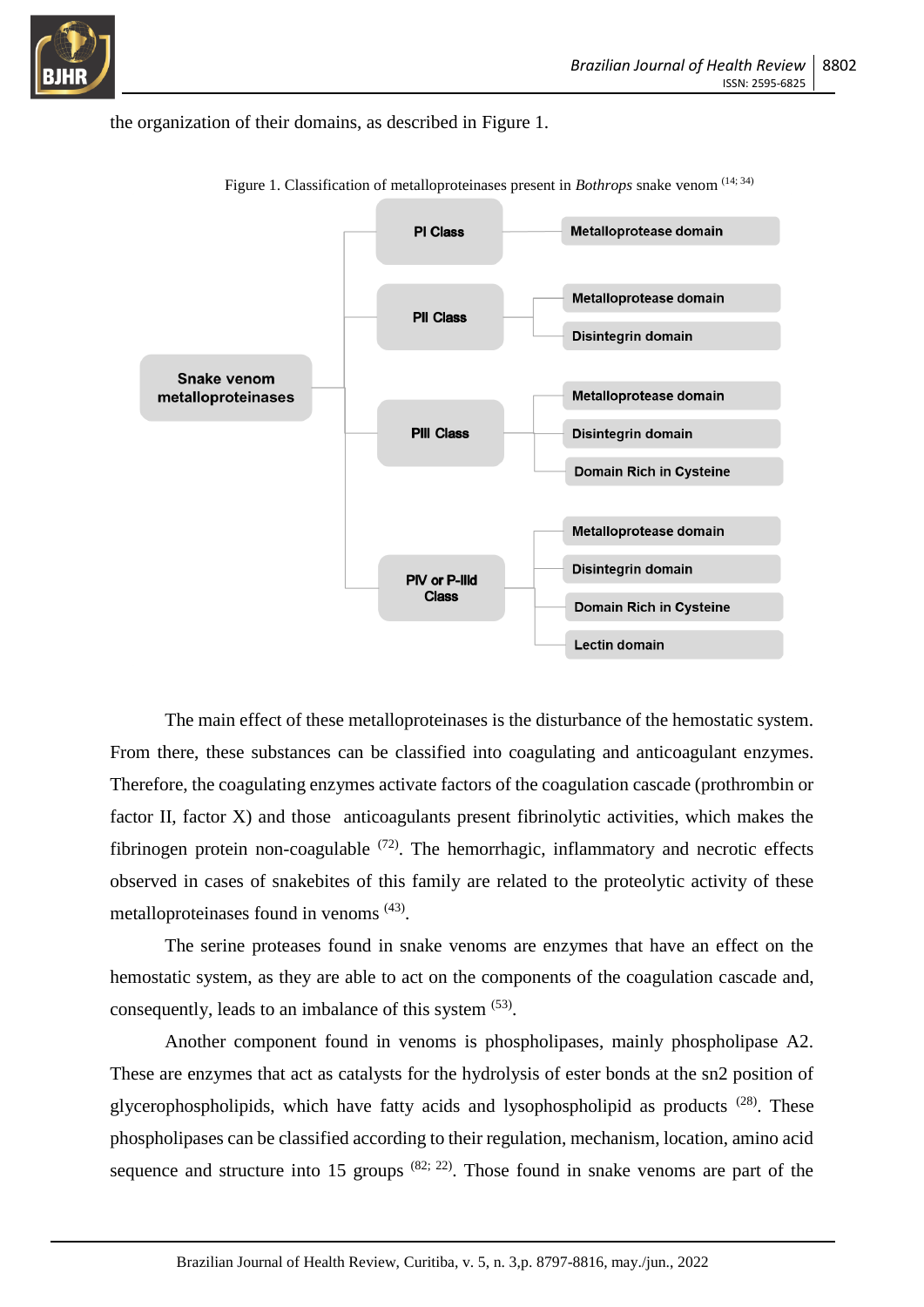the organization of their domains, as described in Figure 1.

Figure 1. Classification of metalloproteinases present in *Bothrops* snake venom [14; 34]

- Snake venom metalloproteinases
  - PI Class
    - Metalloprotease domain
  - PII Class
    - Metalloprotease domain
    - Disintegrin domain
  - PIII Class
    - Metalloprotease domain
    - Disintegrin domain
    - Domain Rich in Cysteine
  - PIV or P-IIId Class
    - Metalloprotease domain
    - Disintegrin domain
    - Domain Rich in Cysteine
    - Lectin domain

The main effect of these metalloproteinases is the disturbance of the hemostatic system. From there, these substances can be classified into coagulating and anticoagulant enzymes. Therefore, the coagulating enzymes activate factors of the coagulation cascade (prothrombin or factor II, factor X) and those anticoagulants present fibrinolytic activities, which makes the fibrinogen protein non-coagulable [72]. The hemorrhagic, inflammatory and necrotic effects observed in cases of snakebites of this family are related to the proteolytic activity of these metalloproteinases found in venoms [43].

The serine proteases found in snake venoms are enzymes that have an effect on the hemostatic system, as they are able to act on the components of the coagulation cascade and, consequently, leads to an imbalance of this system [53].

Another component found in venoms is phospholipases, mainly phospholipase A2. These are enzymes that act as catalysts for the hydrolysis of ester bonds at the sn2 position of glycerophospholipids, which have fatty acids and lysophospholipid as products [28]. These phospholipases can be classified according to their regulation, mechanism, location, amino acid sequence and structure into 15 groups [82; 22]. Those found in snake venoms are part of the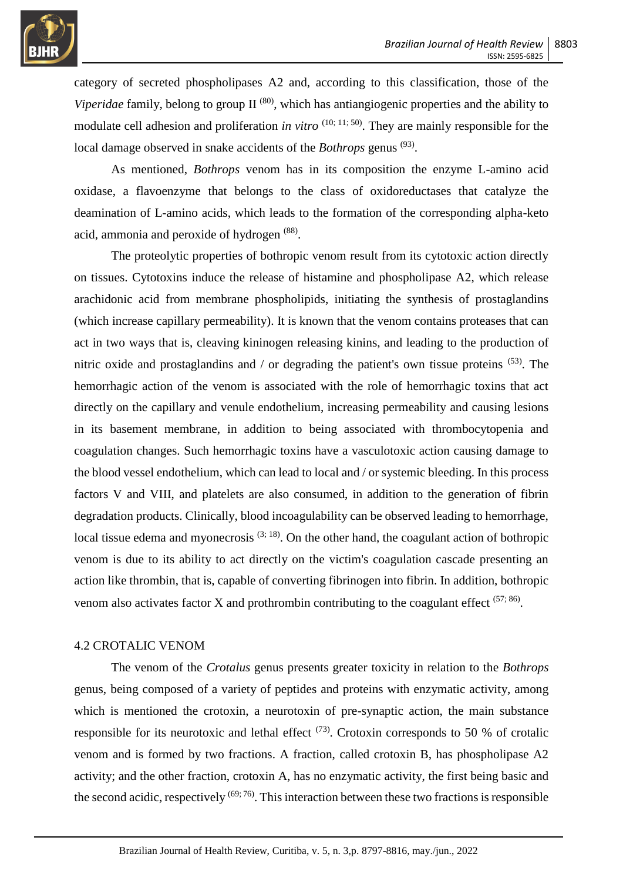category of secreted phospholipases A2 and, according to this classification, those of the *Viperidae* family, belong to group II [80], which has antiangiogenic properties and the ability to modulate cell adhesion and proliferation *in vitro* [10; 11; 50]. They are mainly responsible for the local damage observed in snake accidents of the *Bothrops* genus [93].

As mentioned, *Bothrops* venom has in its composition the enzyme L-amino acid oxidase, a flavoenzyme that belongs to the class of oxidoreductases that catalyze the deamination of L-amino acids, which leads to the formation of the corresponding alpha-keto acid, ammonia and peroxide of hydrogen [88].

The proteolytic properties of bothropic venom result from its cytotoxic action directly on tissues. Cytotoxins induce the release of histamine and phospholipase A2, which release arachidonic acid from membrane phospholipids, initiating the synthesis of prostaglandins (which increase capillary permeability). It is known that the venom contains proteases that can act in two ways that is, cleaving kininogen releasing kinins, and leading to the production of nitric oxide and prostaglandins and / or degrading the patient's own tissue proteins [53]. The hemorrhagic action of the venom is associated with the role of hemorrhagic toxins that act directly on the capillary and venule endothelium, increasing permeability and causing lesions in its basement membrane, in addition to being associated with thrombocytopenia and coagulation changes. Such hemorrhagic toxins have a vasculotoxic action causing damage to the blood vessel endothelium, which can lead to local and / or systemic bleeding. In this process factors V and VIII, and platelets are also consumed, in addition to the generation of fibrin degradation products. Clinically, blood incoagulability can be observed leading to hemorrhage, local tissue edema and myonecrosis [3; 18]. On the other hand, the coagulant action of bothropic venom is due to its ability to act directly on the victim's coagulation cascade presenting an action like thrombin, that is, capable of converting fibrinogen into fibrin. In addition, bothropic venom also activates factor X and prothrombin contributing to the coagulant effect [57; 86].

## 4.2 CROTALIC VENOM

The venom of the *Crotalus* genus presents greater toxicity in relation to the *Bothrops* genus, being composed of a variety of peptides and proteins with enzymatic activity, among which is mentioned the crotoxin, a neurotoxin of pre-synaptic action, the main substance responsible for its neurotoxic and lethal effect [73]. Crotoxin corresponds to 50 % of crotalic venom and is formed by two fractions. A fraction, called crotoxin B, has phospholipase A2 activity; and the other fraction, crotoxin A, has no enzymatic activity, the first being basic and the second acidic, respectively [69; 76]. This interaction between these two fractions is responsible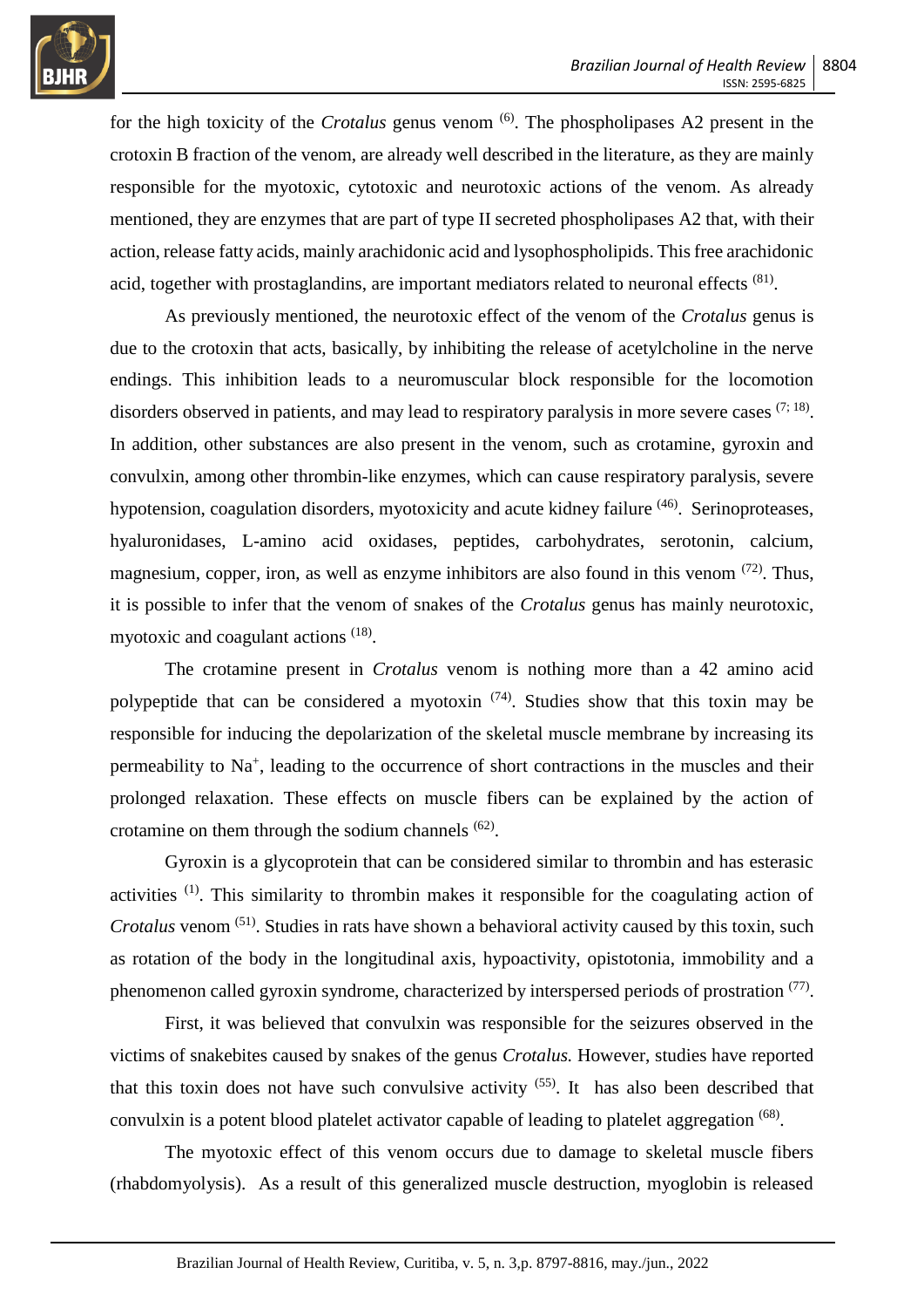for the high toxicity of the *Crotalus* genus venom [6]. The phospholipases A2 present in the crotoxin B fraction of the venom, are already well described in the literature, as they are mainly responsible for the myotoxic, cytotoxic and neurotoxic actions of the venom. As already mentioned, they are enzymes that are part of type II secreted phospholipases A2 that, with their action, release fatty acids, mainly arachidonic acid and lysophospholipids. This free arachidonic acid, together with prostaglandins, are important mediators related to neuronal effects [81].

As previously mentioned, the neurotoxic effect of the venom of the *Crotalus* genus is due to the crotoxin that acts, basically, by inhibiting the release of acetylcholine in the nerve endings. This inhibition leads to a neuromuscular block responsible for the locomotion disorders observed in patients, and may lead to respiratory paralysis in more severe cases [7; 18]. In addition, other substances are also present in the venom, such as crotamine, gyroxin and convulxin, among other thrombin-like enzymes, which can cause respiratory paralysis, severe hypotension, coagulation disorders, myotoxicity and acute kidney failure [46]. Serinoproteases, hyaluronidases, L-amino acid oxidases, peptides, carbohydrates, serotonin, calcium, magnesium, copper, iron, as well as enzyme inhibitors are also found in this venom [72]. Thus, it is possible to infer that the venom of snakes of the *Crotalus* genus has mainly neurotoxic, myotoxic and coagulant actions [18].

The crotamine present in *Crotalus* venom is nothing more than a 42 amino acid polypeptide that can be considered a myotoxin [74]. Studies show that this toxin may be responsible for inducing the depolarization of the skeletal muscle membrane by increasing its permeability to $Na^+$, leading to the occurrence of short contractions in the muscles and their prolonged relaxation. These effects on muscle fibers can be explained by the action of crotamine on them through the sodium channels [62].

Gyroxin is a glycoprotein that can be considered similar to thrombin and has esterasic activities [1]. This similarity to thrombin makes it responsible for the coagulating action of *Crotalus* venom [51]. Studies in rats have shown a behavioral activity caused by this toxin, such as rotation of the body in the longitudinal axis, hypoactivity, opistotonia, immobility and a phenomenon called gyroxin syndrome, characterized by interspersed periods of prostration [77].

First, it was believed that convulxin was responsible for the seizures observed in the victims of snakebites caused by snakes of the genus *Crotalus.* However, studies have reported that this toxin does not have such convulsive activity [55]. It has also been described that convulxin is a potent blood platelet activator capable of leading to platelet aggregation [68].

The myotoxic effect of this venom occurs due to damage to skeletal muscle fibers (rhabdomyolysis). As a result of this generalized muscle destruction, myoglobin is released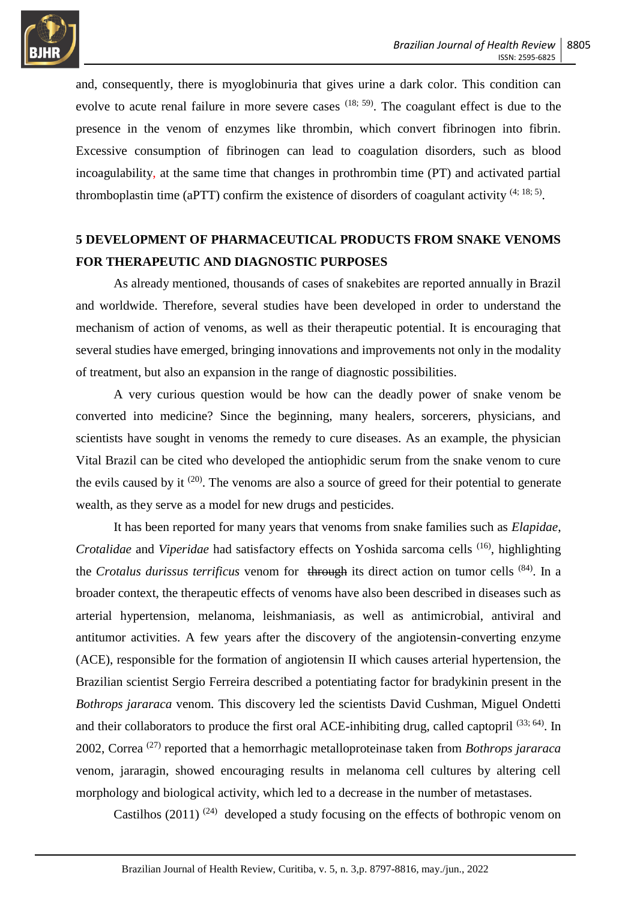and, consequently, there is myoglobinuria that gives urine a dark color. This condition can evolve to acute renal failure in more severe cases [18; 59]. The coagulant effect is due to the presence in the venom of enzymes like thrombin, which convert fibrinogen into fibrin. Excessive consumption of fibrinogen can lead to coagulation disorders, such as blood incoagulability, at the same time that changes in prothrombin time (PT) and activated partial thromboplastin time (aPTT) confirm the existence of disorders of coagulant activity [4; 18; 5].

## 5 DEVELOPMENT OF PHARMACEUTICAL PRODUCTS FROM SNAKE VENOMS FOR THERAPEUTIC AND DIAGNOSTIC PURPOSES

As already mentioned, thousands of cases of snakebites are reported annually in Brazil and worldwide. Therefore, several studies have been developed in order to understand the mechanism of action of venoms, as well as their therapeutic potential. It is encouraging that several studies have emerged, bringing innovations and improvements not only in the modality of treatment, but also an expansion in the range of diagnostic possibilities.

A very curious question would be how can the deadly power of snake venom be converted into medicine? Since the beginning, many healers, sorcerers, physicians, and scientists have sought in venoms the remedy to cure diseases. As an example, the physician Vital Brazil can be cited who developed the antiophidic serum from the snake venom to cure the evils caused by it [20]. The venoms are also a source of greed for their potential to generate wealth, as they serve as a model for new drugs and pesticides.

It has been reported for many years that venoms from snake families such as *Elapidae*, *Crotalidae* and *Viperidae* had satisfactory effects on Yoshida sarcoma cells [16], highlighting the *Crotalus durissus terrificus* venom for ~~through~~ its direct action on tumor cells [84]. In a broader context, the therapeutic effects of venoms have also been described in diseases such as arterial hypertension, melanoma, leishmaniasis, as well as antimicrobial, antiviral and antitumor activities. A few years after the discovery of the angiotensin-converting enzyme (ACE), responsible for the formation of angiotensin II which causes arterial hypertension, the Brazilian scientist Sergio Ferreira described a potentiating factor for bradykinin present in the *Bothrops jararaca* venom. This discovery led the scientists David Cushman, Miguel Ondetti and their collaborators to produce the first oral ACE-inhibiting drug, called captopril [33; 64]. In 2002, Correa [27] reported that a hemorrhagic metalloproteinase taken from *Bothrops jararaca* venom, jararagin, showed encouraging results in melanoma cell cultures by altering cell morphology and biological activity, which led to a decrease in the number of metastases.

Castilhos (2011) [24] developed a study focusing on the effects of bothropic venom on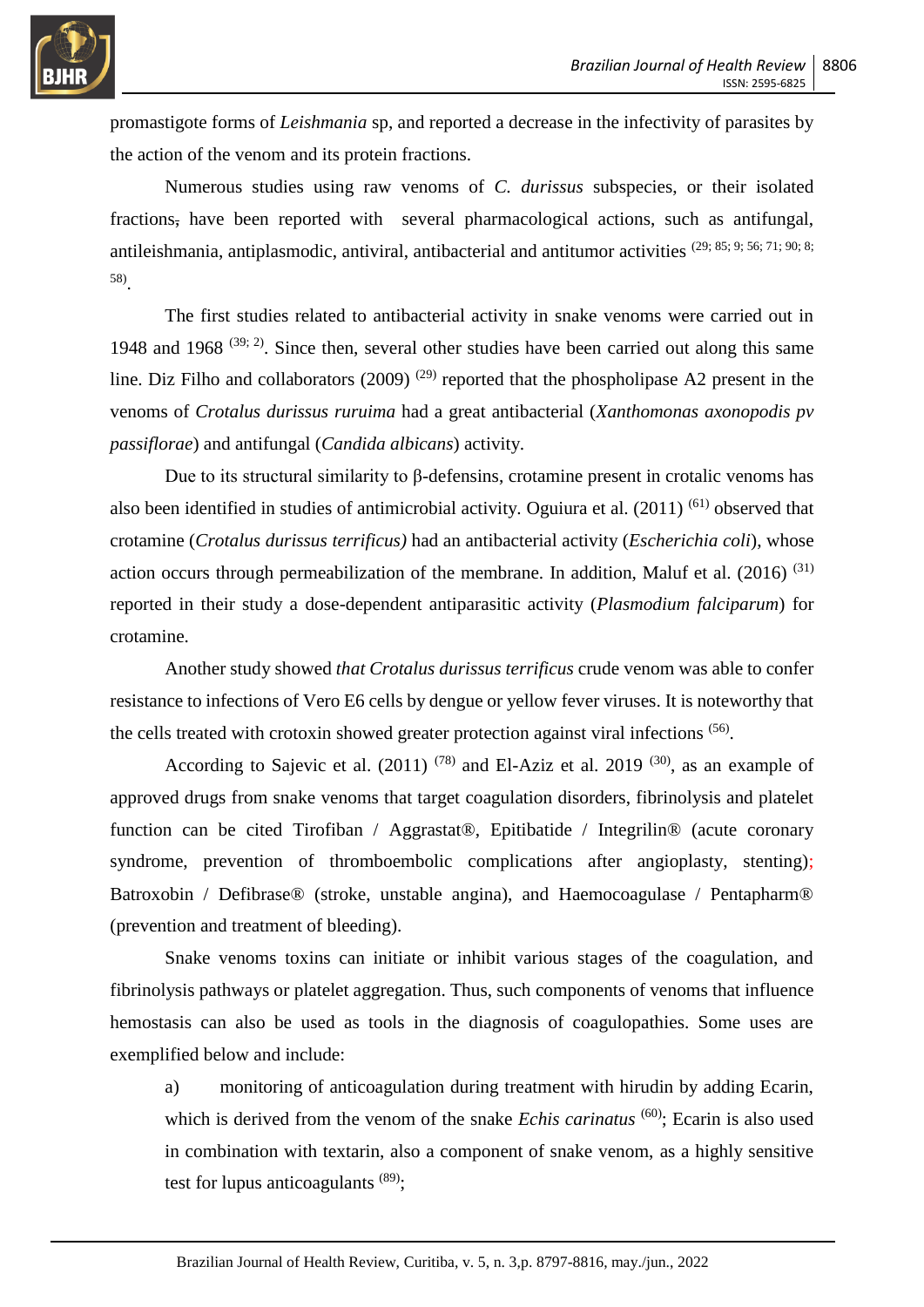promastigote forms of *Leishmania* sp, and reported a decrease in the infectivity of parasites by the action of the venom and its protein fractions.

Numerous studies using raw venoms of *C. durissus* subspecies, or their isolated fractions, have been reported with several pharmacological actions, such as antifungal, antileishmania, antiplasmodic, antiviral, antibacterial and antitumor activities [29; 85; 9; 56; 71; 90; 8; 58].

The first studies related to antibacterial activity in snake venoms were carried out in 1948 and 1968 [39; 2]. Since then, several other studies have been carried out along this same line. Diz Filho and collaborators (2009) [29] reported that the phospholipase A2 present in the venoms of *Crotalus durissus ruruima* had a great antibacterial (*Xanthomonas axonopodis pv passiflorae*) and antifungal (*Candida albicans*) activity.

Due to its structural similarity to β-defensins, crotamine present in crotalic venoms has also been identified in studies of antimicrobial activity. Oguiura et al. (2011) [61] observed that crotamine (*Crotalus durissus terrificus)* had an antibacterial activity (*Escherichia coli*), whose action occurs through permeabilization of the membrane. In addition, Maluf et al. (2016) [31] reported in their study a dose-dependent antiparasitic activity (*Plasmodium falciparum*) for crotamine.

Another study showed *that Crotalus durissus terrificus* crude venom was able to confer resistance to infections of Vero E6 cells by dengue or yellow fever viruses. It is noteworthy that the cells treated with crotoxin showed greater protection against viral infections [56].

According to Sajevic et al. (2011) [78] and El-Aziz et al. 2019 [30], as an example of approved drugs from snake venoms that target coagulation disorders, fibrinolysis and platelet function can be cited Tirofiban / Aggrastat®, Epitibatide / Integrilin® (acute coronary syndrome, prevention of thromboembolic complications after angioplasty, stenting); Batroxobin / Defibrase® (stroke, unstable angina), and Haemocoagulase / Pentapharm® (prevention and treatment of bleeding).

Snake venoms toxins can initiate or inhibit various stages of the coagulation, and fibrinolysis pathways or platelet aggregation. Thus, such components of venoms that influence hemostasis can also be used as tools in the diagnosis of coagulopathies. Some uses are exemplified below and include:

a) monitoring of anticoagulation during treatment with hirudin by adding Ecarin, which is derived from the venom of the snake *Echis carinatus* [60]; Ecarin is also used in combination with textarin, also a component of snake venom, as a highly sensitive test for lupus anticoagulants [89];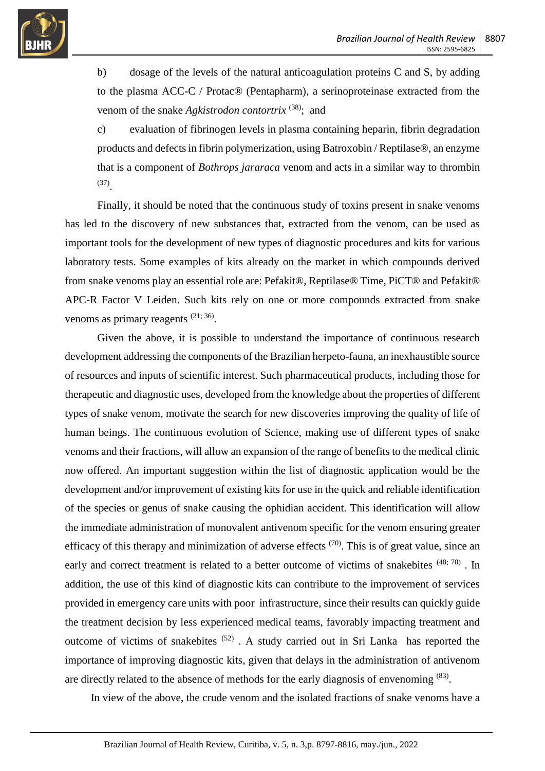b) dosage of the levels of the natural anticoagulation proteins C and S, by adding to the plasma ACC-C / Protac® (Pentapharm), a serinoproteinase extracted from the venom of the snake *Agkistrodon contortrix* [38]; and

c) evaluation of fibrinogen levels in plasma containing heparin, fibrin degradation products and defects in fibrin polymerization, using Batroxobin / Reptilase®, an enzyme that is a component of *Bothrops jararaca* venom and acts in a similar way to thrombin [37].

Finally, it should be noted that the continuous study of toxins present in snake venoms has led to the discovery of new substances that, extracted from the venom, can be used as important tools for the development of new types of diagnostic procedures and kits for various laboratory tests. Some examples of kits already on the market in which compounds derived from snake venoms play an essential role are: Pefakit®, Reptilase® Time, PiCT® and Pefakit® APC-R Factor V Leiden. Such kits rely on one or more compounds extracted from snake venoms as primary reagents [21; 36].

Given the above, it is possible to understand the importance of continuous research development addressing the components of the Brazilian herpeto-fauna, an inexhaustible source of resources and inputs of scientific interest. Such pharmaceutical products, including those for therapeutic and diagnostic uses, developed from the knowledge about the properties of different types of snake venom, motivate the search for new discoveries improving the quality of life of human beings. The continuous evolution of Science, making use of different types of snake venoms and their fractions, will allow an expansion of the range of benefits to the medical clinic now offered. An important suggestion within the list of diagnostic application would be the development and/or improvement of existing kits for use in the quick and reliable identification of the species or genus of snake causing the ophidian accident. This identification will allow the immediate administration of monovalent antivenom specific for the venom ensuring greater efficacy of this therapy and minimization of adverse effects [70]. This is of great value, since an early and correct treatment is related to a better outcome of victims of snakebites [48; 70] . In addition, the use of this kind of diagnostic kits can contribute to the improvement of services provided in emergency care units with poor infrastructure, since their results can quickly guide the treatment decision by less experienced medical teams, favorably impacting treatment and outcome of victims of snakebites [52] . A study carried out in Sri Lanka has reported the importance of improving diagnostic kits, given that delays in the administration of antivenom are directly related to the absence of methods for the early diagnosis of envenoming [83].

In view of the above, the crude venom and the isolated fractions of snake venoms have a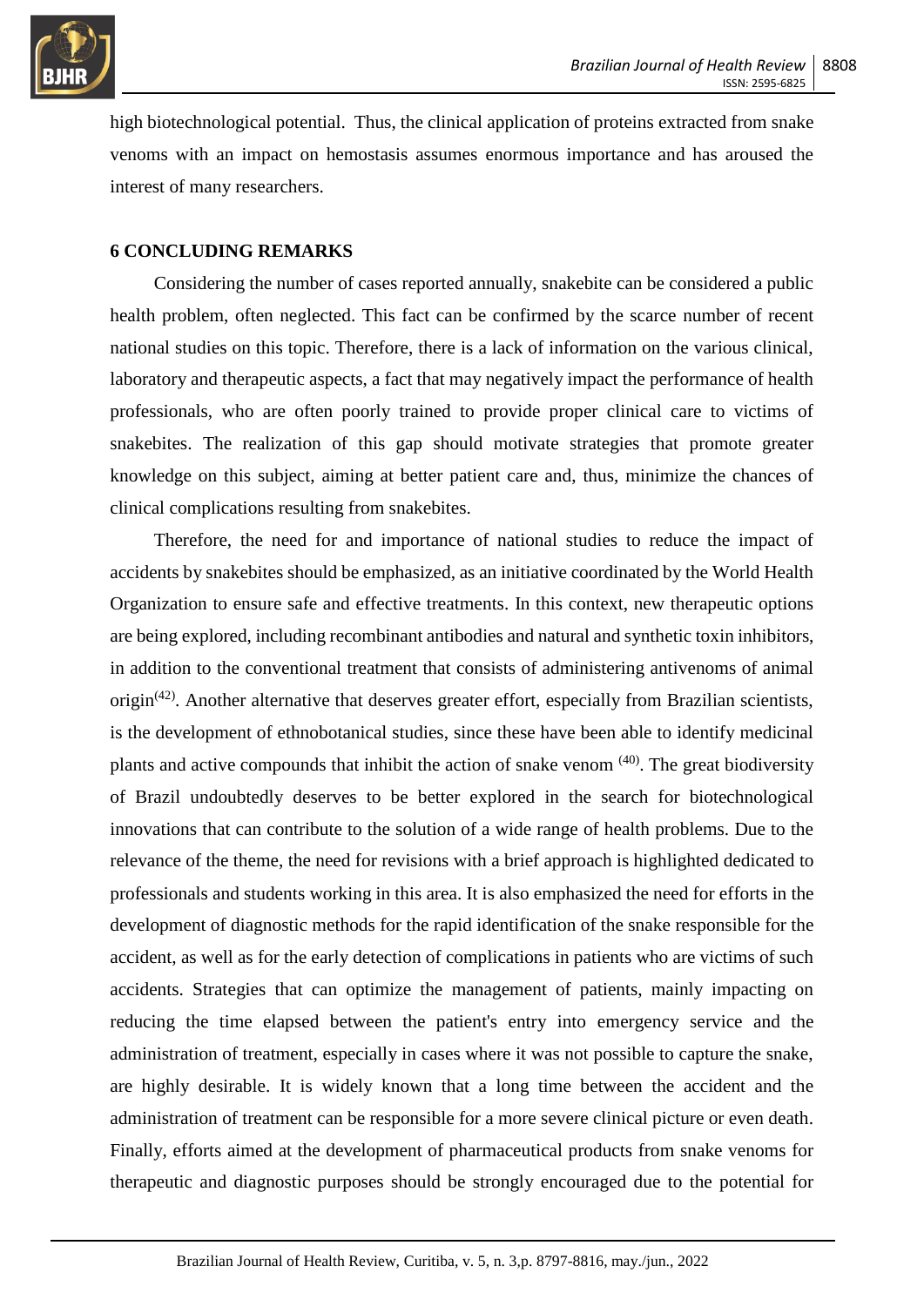high biotechnological potential. Thus, the clinical application of proteins extracted from snake venoms with an impact on hemostasis assumes enormous importance and has aroused the interest of many researchers.

## 6 CONCLUDING REMARKS

Considering the number of cases reported annually, snakebite can be considered a public health problem, often neglected. This fact can be confirmed by the scarce number of recent national studies on this topic. Therefore, there is a lack of information on the various clinical, laboratory and therapeutic aspects, a fact that may negatively impact the performance of health professionals, who are often poorly trained to provide proper clinical care to victims of snakebites. The realization of this gap should motivate strategies that promote greater knowledge on this subject, aiming at better patient care and, thus, minimize the chances of clinical complications resulting from snakebites.

Therefore, the need for and importance of national studies to reduce the impact of accidents by snakebites should be emphasized, as an initiative coordinated by the World Health Organization to ensure safe and effective treatments. In this context, new therapeutic options are being explored, including recombinant antibodies and natural and synthetic toxin inhibitors, in addition to the conventional treatment that consists of administering antivenoms of animal origin[(42)]. Another alternative that deserves greater effort, especially from Brazilian scientists, is the development of ethnobotanical studies, since these have been able to identify medicinal plants and active compounds that inhibit the action of snake venom [(40)]. The great biodiversity of Brazil undoubtedly deserves to be better explored in the search for biotechnological innovations that can contribute to the solution of a wide range of health problems. Due to the relevance of the theme, the need for revisions with a brief approach is highlighted dedicated to professionals and students working in this area. It is also emphasized the need for efforts in the development of diagnostic methods for the rapid identification of the snake responsible for the accident, as well as for the early detection of complications in patients who are victims of such accidents. Strategies that can optimize the management of patients, mainly impacting on reducing the time elapsed between the patient's entry into emergency service and the administration of treatment, especially in cases where it was not possible to capture the snake, are highly desirable. It is widely known that a long time between the accident and the administration of treatment can be responsible for a more severe clinical picture or even death. Finally, efforts aimed at the development of pharmaceutical products from snake venoms for therapeutic and diagnostic purposes should be strongly encouraged due to the potential for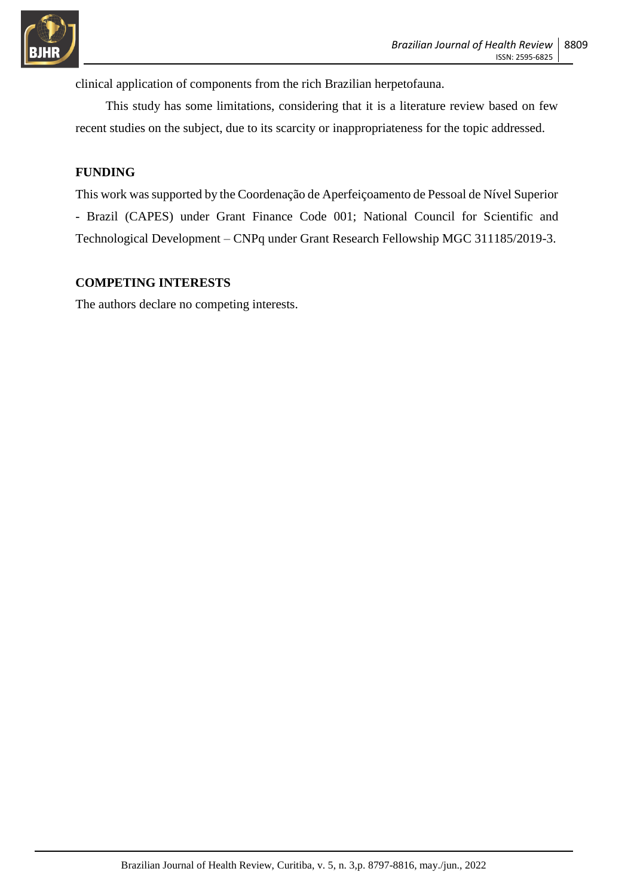clinical application of components from the rich Brazilian herpetofauna.

This study has some limitations, considering that it is a literature review based on few recent studies on the subject, due to its scarcity or inappropriateness for the topic addressed.

## FUNDING

This work was supported by the Coordenação de Aperfeiçoamento de Pessoal de Nível Superior - Brazil (CAPES) under Grant Finance Code 001; National Council for Scientific and Technological Development – CNPq under Grant Research Fellowship MGC 311185/2019-3.

## COMPETING INTERESTS

The authors declare no competing interests.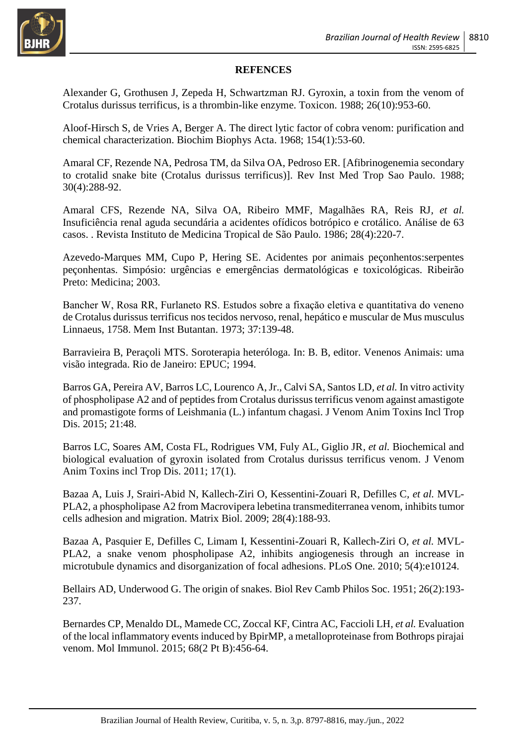## REFENCES

Alexander G, Grothusen J, Zepeda H, Schwartzman RJ. Gyroxin, a toxin from the venom of Crotalus durissus terrificus, is a thrombin-like enzyme. Toxicon. 1988; 26(10):953-60.

Aloof-Hirsch S, de Vries A, Berger A. The direct lytic factor of cobra venom: purification and chemical characterization. Biochim Biophys Acta. 1968; 154(1):53-60.

Amaral CF, Rezende NA, Pedrosa TM, da Silva OA, Pedroso ER. [Afibrinogenemia secondary to crotalid snake bite (Crotalus durissus terrificus)]. Rev Inst Med Trop Sao Paulo. 1988; 30(4):288-92.

Amaral CFS, Rezende NA, Silva OA, Ribeiro MMF, Magalhães RA, Reis RJ, *et al.* Insuficiência renal aguda secundária a acidentes ofídicos botrópico e crotálico. Análise de 63 casos. . Revista Instituto de Medicina Tropical de São Paulo. 1986; 28(4):220-7.

Azevedo-Marques MM, Cupo P, Hering SE. Acidentes por animais peçonhentos:serpentes peçonhentas. Simpósio: urgências e emergências dermatológicas e toxicológicas. Ribeirão Preto: Medicina; 2003.

Bancher W, Rosa RR, Furlaneto RS. Estudos sobre a fixação eletiva e quantitativa do veneno de Crotalus durissus terrificus nos tecidos nervoso, renal, hepático e muscular de Mus musculus Linnaeus, 1758. Mem Inst Butantan. 1973; 37:139-48.

Barravieira B, Peraçoli MTS. Soroterapia heteróloga. In: B. B, editor. Venenos Animais: uma visão integrada. Rio de Janeiro: EPUC; 1994.

Barros GA, Pereira AV, Barros LC, Lourenco A, Jr., Calvi SA, Santos LD, *et al.* In vitro activity of phospholipase A2 and of peptides from Crotalus durissus terrificus venom against amastigote and promastigote forms of Leishmania (L.) infantum chagasi. J Venom Anim Toxins Incl Trop Dis. 2015; 21:48.

Barros LC, Soares AM, Costa FL, Rodrigues VM, Fuly AL, Giglio JR, *et al.* Biochemical and biological evaluation of gyroxin isolated from Crotalus durissus terrificus venom. J Venom Anim Toxins incl Trop Dis. 2011; 17(1).

Bazaa A, Luis J, Srairi-Abid N, Kallech-Ziri O, Kessentini-Zouari R, Defilles C, *et al.* MVL-PLA2, a phospholipase A2 from Macrovipera lebetina transmediterranea venom, inhibits tumor cells adhesion and migration. Matrix Biol. 2009; 28(4):188-93.

Bazaa A, Pasquier E, Defilles C, Limam I, Kessentini-Zouari R, Kallech-Ziri O, *et al.* MVL-PLA2, a snake venom phospholipase A2, inhibits angiogenesis through an increase in microtubule dynamics and disorganization of focal adhesions. PLoS One. 2010; 5(4):e10124.

Bellairs AD, Underwood G. The origin of snakes. Biol Rev Camb Philos Soc. 1951; 26(2):193-237.

Bernardes CP, Menaldo DL, Mamede CC, Zoccal KF, Cintra AC, Faccioli LH, *et al.* Evaluation of the local inflammatory events induced by BpirMP, a metalloproteinase from Bothrops pirajai venom. Mol Immunol. 2015; 68(2 Pt B):456-64.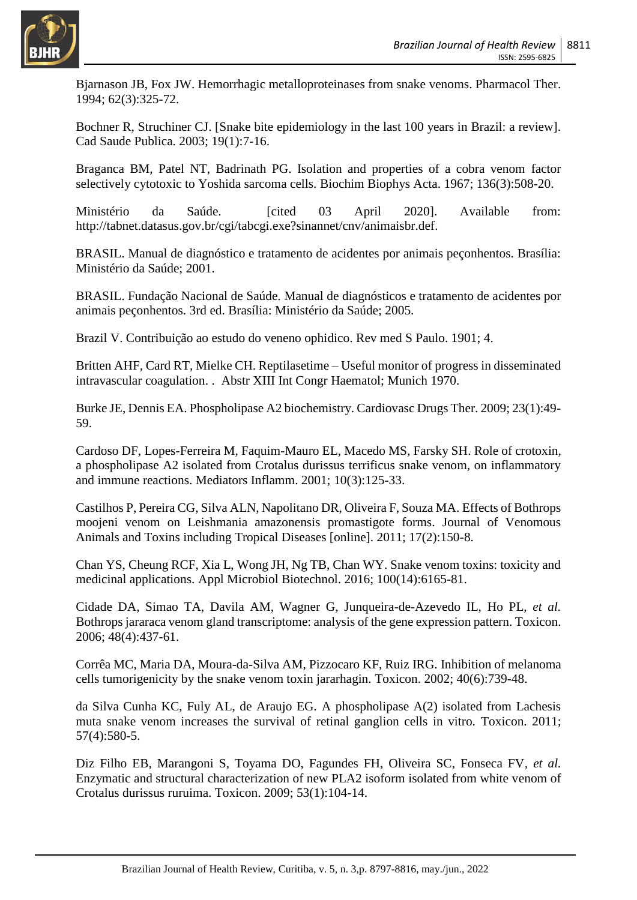Bjarnason JB, Fox JW. Hemorrhagic metalloproteinases from snake venoms. Pharmacol Ther. 1994; 62(3):325-72.

Bochner R, Struchiner CJ. [Snake bite epidemiology in the last 100 years in Brazil: a review]. Cad Saude Publica. 2003; 19(1):7-16.

Braganca BM, Patel NT, Badrinath PG. Isolation and properties of a cobra venom factor selectively cytotoxic to Yoshida sarcoma cells. Biochim Biophys Acta. 1967; 136(3):508-20.

Ministério da Saúde. [cited 03 April 2020]. Available from: http://tabnet.datasus.gov.br/cgi/tabcgi.exe?sinannet/cnv/animaisbr.def.

BRASIL. Manual de diagnóstico e tratamento de acidentes por animais peçonhentos. Brasília: Ministério da Saúde; 2001.

BRASIL. Fundação Nacional de Saúde. Manual de diagnósticos e tratamento de acidentes por animais peçonhentos. 3rd ed. Brasília: Ministério da Saúde; 2005.

Brazil V. Contribuição ao estudo do veneno ophidico. Rev med S Paulo. 1901; 4.

Britten AHF, Card RT, Mielke CH. Reptilasetime – Useful monitor of progress in disseminated intravascular coagulation. . Abstr XIII Int Congr Haematol; Munich 1970.

Burke JE, Dennis EA. Phospholipase A2 biochemistry. Cardiovasc Drugs Ther. 2009; 23(1):49-59.

Cardoso DF, Lopes-Ferreira M, Faquim-Mauro EL, Macedo MS, Farsky SH. Role of crotoxin, a phospholipase A2 isolated from Crotalus durissus terrificus snake venom, on inflammatory and immune reactions. Mediators Inflamm. 2001; 10(3):125-33.

Castilhos P, Pereira CG, Silva ALN, Napolitano DR, Oliveira F, Souza MA. Effects of Bothrops moojeni venom on Leishmania amazonensis promastigote forms. Journal of Venomous Animals and Toxins including Tropical Diseases [online]. 2011; 17(2):150-8.

Chan YS, Cheung RCF, Xia L, Wong JH, Ng TB, Chan WY. Snake venom toxins: toxicity and medicinal applications. Appl Microbiol Biotechnol. 2016; 100(14):6165-81.

Cidade DA, Simao TA, Davila AM, Wagner G, Junqueira-de-Azevedo IL, Ho PL, *et al.* Bothrops jararaca venom gland transcriptome: analysis of the gene expression pattern. Toxicon. 2006; 48(4):437-61.

Corrêa MC, Maria DA, Moura-da-Silva AM, Pizzocaro KF, Ruiz IRG. Inhibition of melanoma cells tumorigenicity by the snake venom toxin jararhagin. Toxicon. 2002; 40(6):739-48.

da Silva Cunha KC, Fuly AL, de Araujo EG. A phospholipase A(2) isolated from Lachesis muta snake venom increases the survival of retinal ganglion cells in vitro. Toxicon. 2011; 57(4):580-5.

Diz Filho EB, Marangoni S, Toyama DO, Fagundes FH, Oliveira SC, Fonseca FV, *et al.* Enzymatic and structural characterization of new PLA2 isoform isolated from white venom of Crotalus durissus ruruima. Toxicon. 2009; 53(1):104-14.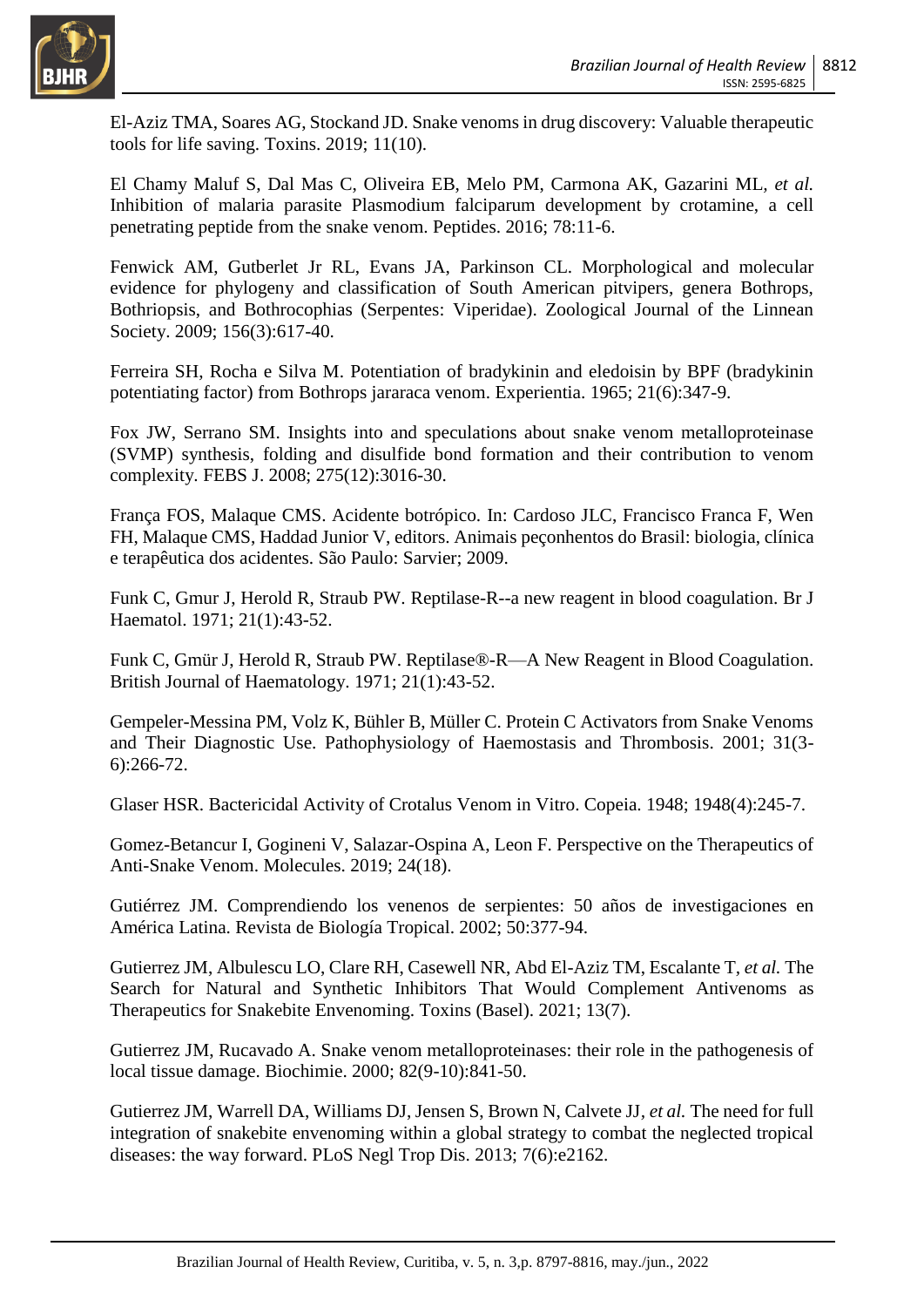El-Aziz TMA, Soares AG, Stockand JD. Snake venoms in drug discovery: Valuable therapeutic tools for life saving. Toxins. 2019; 11(10).

El Chamy Maluf S, Dal Mas C, Oliveira EB, Melo PM, Carmona AK, Gazarini ML, *et al.* Inhibition of malaria parasite Plasmodium falciparum development by crotamine, a cell penetrating peptide from the snake venom. Peptides. 2016; 78:11-6.

Fenwick AM, Gutberlet Jr RL, Evans JA, Parkinson CL. Morphological and molecular evidence for phylogeny and classification of South American pitvipers, genera Bothrops, Bothriopsis, and Bothrocophias (Serpentes: Viperidae). Zoological Journal of the Linnean Society. 2009; 156(3):617-40.

Ferreira SH, Rocha e Silva M. Potentiation of bradykinin and eledoisin by BPF (bradykinin potentiating factor) from Bothrops jararaca venom. Experientia. 1965; 21(6):347-9.

Fox JW, Serrano SM. Insights into and speculations about snake venom metalloproteinase (SVMP) synthesis, folding and disulfide bond formation and their contribution to venom complexity. FEBS J. 2008; 275(12):3016-30.

França FOS, Malaque CMS. Acidente botrópico. In: Cardoso JLC, Francisco Franca F, Wen FH, Malaque CMS, Haddad Junior V, editors. Animais peçonhentos do Brasil: biologia, clínica e terapêutica dos acidentes. São Paulo: Sarvier; 2009.

Funk C, Gmur J, Herold R, Straub PW. Reptilase-R--a new reagent in blood coagulation. Br J Haematol. 1971; 21(1):43-52.

Funk C, Gmür J, Herold R, Straub PW. Reptilase®-R—A New Reagent in Blood Coagulation. British Journal of Haematology. 1971; 21(1):43-52.

Gempeler-Messina PM, Volz K, Bühler B, Müller C. Protein C Activators from Snake Venoms and Their Diagnostic Use. Pathophysiology of Haemostasis and Thrombosis. 2001; 31(3-6):266-72.

Glaser HSR. Bactericidal Activity of Crotalus Venom in Vitro. Copeia. 1948; 1948(4):245-7.

Gomez-Betancur I, Gogineni V, Salazar-Ospina A, Leon F. Perspective on the Therapeutics of Anti-Snake Venom. Molecules. 2019; 24(18).

Gutiérrez JM. Comprendiendo los venenos de serpientes: 50 años de investigaciones en América Latina. Revista de Biología Tropical. 2002; 50:377-94.

Gutierrez JM, Albulescu LO, Clare RH, Casewell NR, Abd El-Aziz TM, Escalante T, *et al.* The Search for Natural and Synthetic Inhibitors That Would Complement Antivenoms as Therapeutics for Snakebite Envenoming. Toxins (Basel). 2021; 13(7).

Gutierrez JM, Rucavado A. Snake venom metalloproteinases: their role in the pathogenesis of local tissue damage. Biochimie. 2000; 82(9-10):841-50.

Gutierrez JM, Warrell DA, Williams DJ, Jensen S, Brown N, Calvete JJ, *et al.* The need for full integration of snakebite envenoming within a global strategy to combat the neglected tropical diseases: the way forward. PLoS Negl Trop Dis. 2013; 7(6):e2162.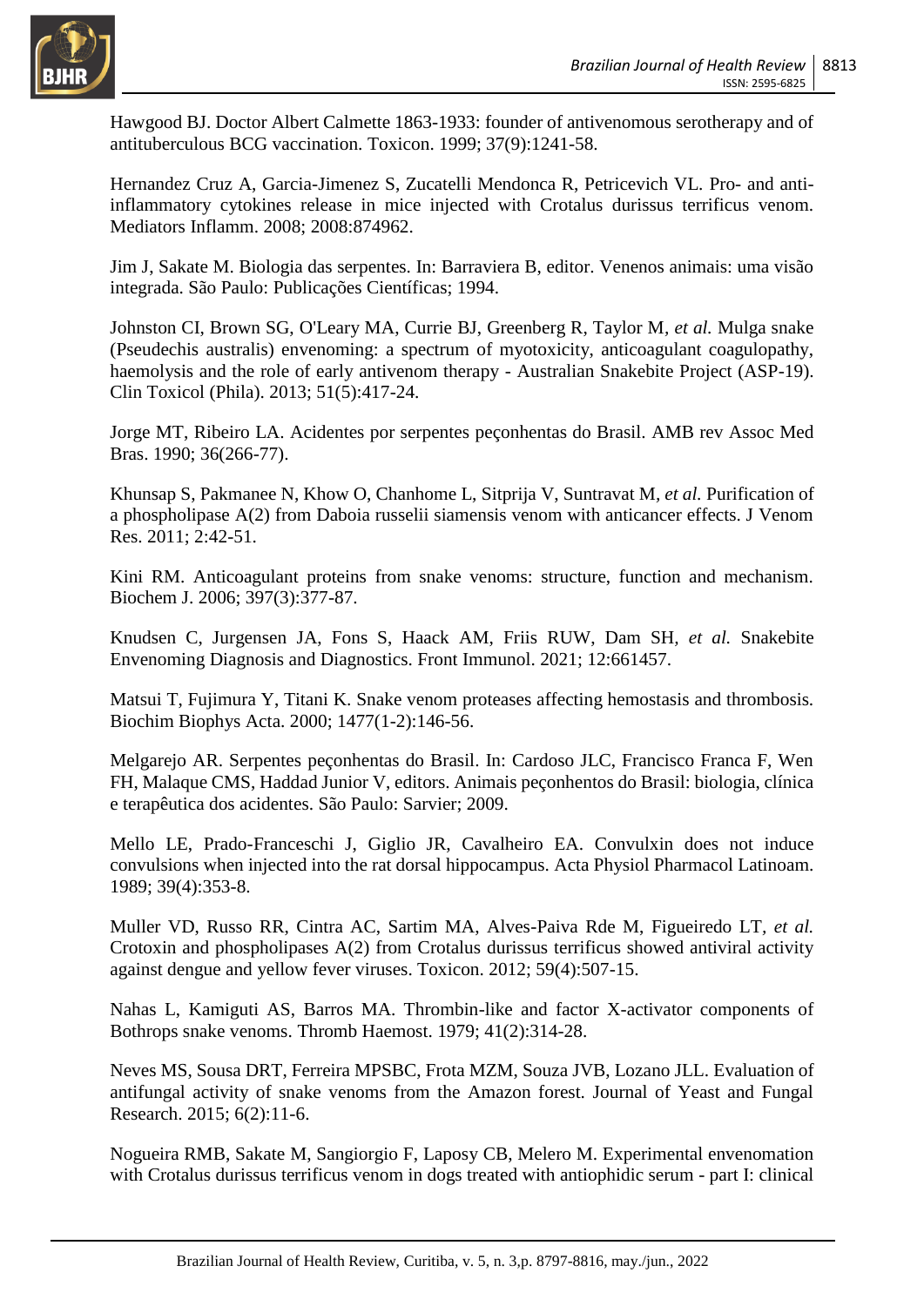Hawgood BJ. Doctor Albert Calmette 1863-1933: founder of antivenomous serotherapy and of antituberculous BCG vaccination. Toxicon. 1999; 37(9):1241-58.

Hernandez Cruz A, Garcia-Jimenez S, Zucatelli Mendonca R, Petricevich VL. Pro- and anti-inflammatory cytokines release in mice injected with Crotalus durissus terrificus venom. Mediators Inflamm. 2008; 2008:874962.

Jim J, Sakate M. Biologia das serpentes. In: Barraviera B, editor. Venenos animais: uma visão integrada. São Paulo: Publicações Científicas; 1994.

Johnston CI, Brown SG, O'Leary MA, Currie BJ, Greenberg R, Taylor M, *et al.* Mulga snake (Pseudechis australis) envenoming: a spectrum of myotoxicity, anticoagulant coagulopathy, haemolysis and the role of early antivenom therapy - Australian Snakebite Project (ASP-19). Clin Toxicol (Phila). 2013; 51(5):417-24.

Jorge MT, Ribeiro LA. Acidentes por serpentes peçonhentas do Brasil. AMB rev Assoc Med Bras. 1990; 36(266-77).

Khunsap S, Pakmanee N, Khow O, Chanhome L, Sitprija V, Suntravat M, *et al.* Purification of a phospholipase A(2) from Daboia russelii siamensis venom with anticancer effects. J Venom Res. 2011; 2:42-51.

Kini RM. Anticoagulant proteins from snake venoms: structure, function and mechanism. Biochem J. 2006; 397(3):377-87.

Knudsen C, Jurgensen JA, Fons S, Haack AM, Friis RUW, Dam SH, *et al.* Snakebite Envenoming Diagnosis and Diagnostics. Front Immunol. 2021; 12:661457.

Matsui T, Fujimura Y, Titani K. Snake venom proteases affecting hemostasis and thrombosis. Biochim Biophys Acta. 2000; 1477(1-2):146-56.

Melgarejo AR. Serpentes peçonhentas do Brasil. In: Cardoso JLC, Francisco Franca F, Wen FH, Malaque CMS, Haddad Junior V, editors. Animais peçonhentos do Brasil: biologia, clínica e terapêutica dos acidentes. São Paulo: Sarvier; 2009.

Mello LE, Prado-Franceschi J, Giglio JR, Cavalheiro EA. Convulxin does not induce convulsions when injected into the rat dorsal hippocampus. Acta Physiol Pharmacol Latinoam. 1989; 39(4):353-8.

Muller VD, Russo RR, Cintra AC, Sartim MA, Alves-Paiva Rde M, Figueiredo LT, *et al.* Crotoxin and phospholipases A(2) from Crotalus durissus terrificus showed antiviral activity against dengue and yellow fever viruses. Toxicon. 2012; 59(4):507-15.

Nahas L, Kamiguti AS, Barros MA. Thrombin-like and factor X-activator components of Bothrops snake venoms. Thromb Haemost. 1979; 41(2):314-28.

Neves MS, Sousa DRT, Ferreira MPSBC, Frota MZM, Souza JVB, Lozano JLL. Evaluation of antifungal activity of snake venoms from the Amazon forest. Journal of Yeast and Fungal Research. 2015; 6(2):11-6.

Nogueira RMB, Sakate M, Sangiorgio F, Laposy CB, Melero M. Experimental envenomation with Crotalus durissus terrificus venom in dogs treated with antiophidic serum - part I: clinical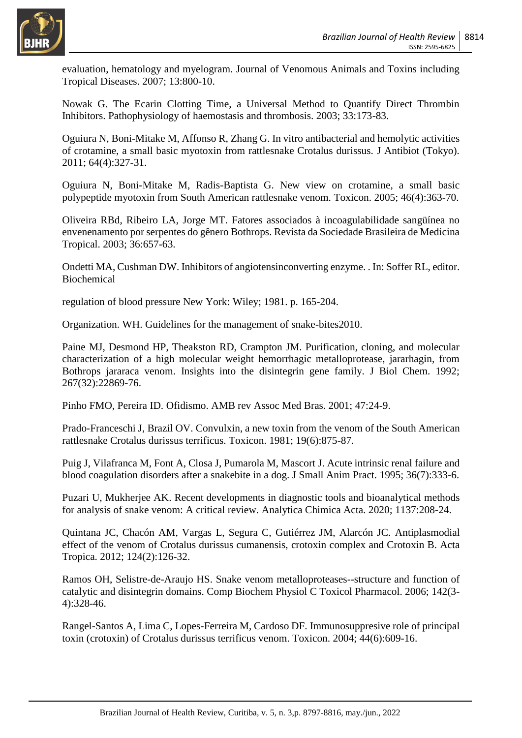evaluation, hematology and myelogram. Journal of Venomous Animals and Toxins including Tropical Diseases. 2007; 13:800-10.

Nowak G. The Ecarin Clotting Time, a Universal Method to Quantify Direct Thrombin Inhibitors. Pathophysiology of haemostasis and thrombosis. 2003; 33:173-83.

Oguiura N, Boni-Mitake M, Affonso R, Zhang G. In vitro antibacterial and hemolytic activities of crotamine, a small basic myotoxin from rattlesnake Crotalus durissus. J Antibiot (Tokyo). 2011; 64(4):327-31.

Oguiura N, Boni-Mitake M, Radis-Baptista G. New view on crotamine, a small basic polypeptide myotoxin from South American rattlesnake venom. Toxicon. 2005; 46(4):363-70.

Oliveira RBd, Ribeiro LA, Jorge MT. Fatores associados à incoagulabilidade sangüínea no envenenamento por serpentes do gênero Bothrops. Revista da Sociedade Brasileira de Medicina Tropical. 2003; 36:657-63.

Ondetti MA, Cushman DW. Inhibitors of angiotensinconverting enzyme. . In: Soffer RL, editor. Biochemical

regulation of blood pressure New York: Wiley; 1981. p. 165-204.

Organization. WH. Guidelines for the management of snake-bites2010.

Paine MJ, Desmond HP, Theakston RD, Crampton JM. Purification, cloning, and molecular characterization of a high molecular weight hemorrhagic metalloprotease, jararhagin, from Bothrops jararaca venom. Insights into the disintegrin gene family. J Biol Chem. 1992; 267(32):22869-76.

Pinho FMO, Pereira ID. Ofidismo. AMB rev Assoc Med Bras. 2001; 47:24-9.

Prado-Franceschi J, Brazil OV. Convulxin, a new toxin from the venom of the South American rattlesnake Crotalus durissus terrificus. Toxicon. 1981; 19(6):875-87.

Puig J, Vilafranca M, Font A, Closa J, Pumarola M, Mascort J. Acute intrinsic renal failure and blood coagulation disorders after a snakebite in a dog. J Small Anim Pract. 1995; 36(7):333-6.

Puzari U, Mukherjee AK. Recent developments in diagnostic tools and bioanalytical methods for analysis of snake venom: A critical review. Analytica Chimica Acta. 2020; 1137:208-24.

Quintana JC, Chacón AM, Vargas L, Segura C, Gutiérrez JM, Alarcón JC. Antiplasmodial effect of the venom of Crotalus durissus cumanensis, crotoxin complex and Crotoxin B. Acta Tropica. 2012; 124(2):126-32.

Ramos OH, Selistre-de-Araujo HS. Snake venom metalloproteases--structure and function of catalytic and disintegrin domains. Comp Biochem Physiol C Toxicol Pharmacol. 2006; 142(3-4):328-46.

Rangel-Santos A, Lima C, Lopes-Ferreira M, Cardoso DF. Immunosuppresive role of principal toxin (crotoxin) of Crotalus durissus terrificus venom. Toxicon. 2004; 44(6):609-16.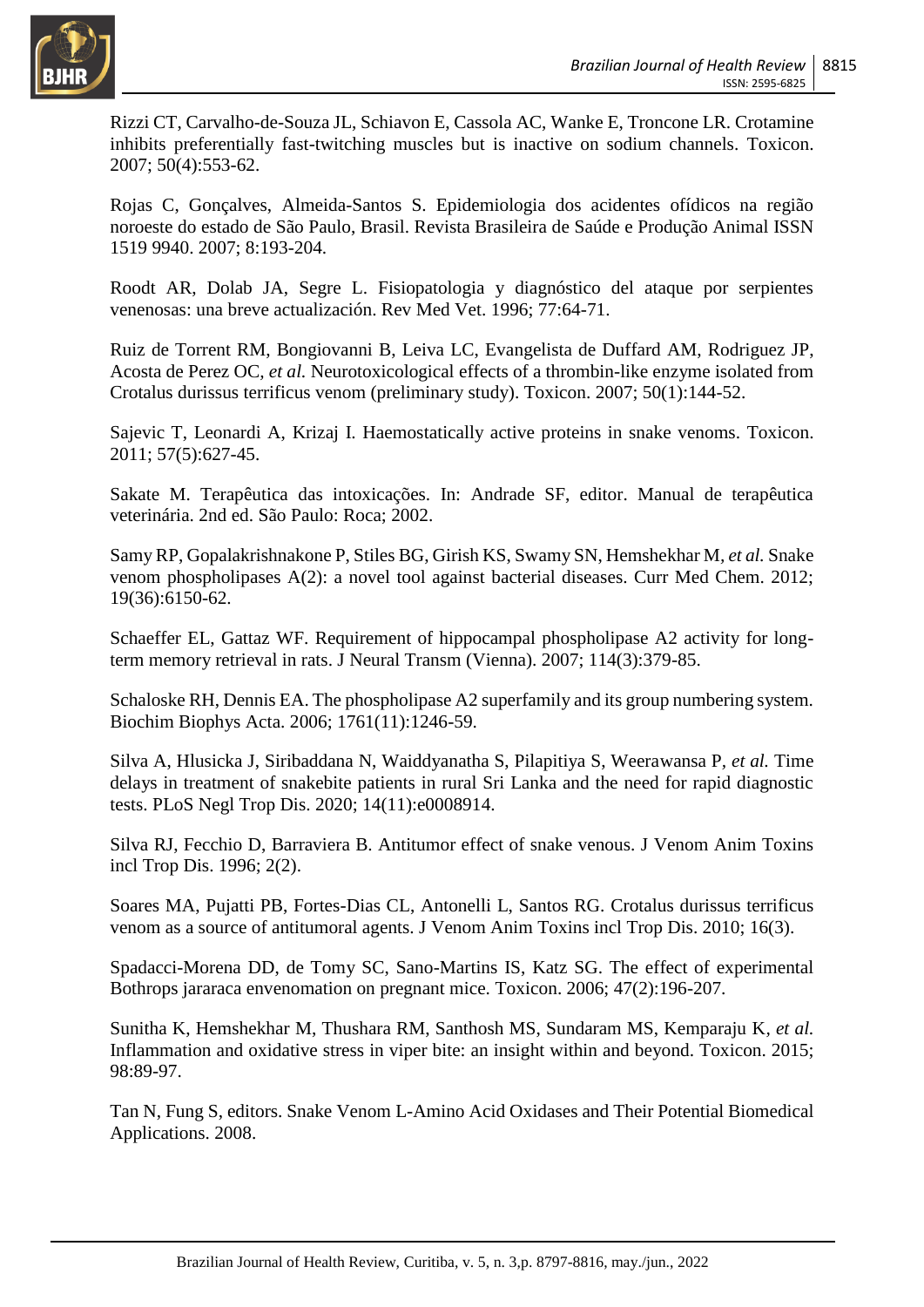Rizzi CT, Carvalho-de-Souza JL, Schiavon E, Cassola AC, Wanke E, Troncone LR. Crotamine inhibits preferentially fast-twitching muscles but is inactive on sodium channels. Toxicon. 2007; 50(4):553-62.

Rojas C, Gonçalves, Almeida-Santos S. Epidemiologia dos acidentes ofídicos na região noroeste do estado de São Paulo, Brasil. Revista Brasileira de Saúde e Produção Animal ISSN 1519 9940. 2007; 8:193-204.

Roodt AR, Dolab JA, Segre L. Fisiopatologia y diagnóstico del ataque por serpientes venenosas: una breve actualización. Rev Med Vet. 1996; 77:64-71.

Ruiz de Torrent RM, Bongiovanni B, Leiva LC, Evangelista de Duffard AM, Rodriguez JP, Acosta de Perez OC, *et al.* Neurotoxicological effects of a thrombin-like enzyme isolated from Crotalus durissus terrificus venom (preliminary study). Toxicon. 2007; 50(1):144-52.

Sajevic T, Leonardi A, Krizaj I. Haemostatically active proteins in snake venoms. Toxicon. 2011; 57(5):627-45.

Sakate M. Terapêutica das intoxicações. In: Andrade SF, editor. Manual de terapêutica veterinária. 2nd ed. São Paulo: Roca; 2002.

Samy RP, Gopalakrishnakone P, Stiles BG, Girish KS, Swamy SN, Hemshekhar M, *et al.* Snake venom phospholipases A(2): a novel tool against bacterial diseases. Curr Med Chem. 2012; 19(36):6150-62.

Schaeffer EL, Gattaz WF. Requirement of hippocampal phospholipase A2 activity for long-term memory retrieval in rats. J Neural Transm (Vienna). 2007; 114(3):379-85.

Schaloske RH, Dennis EA. The phospholipase A2 superfamily and its group numbering system. Biochim Biophys Acta. 2006; 1761(11):1246-59.

Silva A, Hlusicka J, Siribaddana N, Waiddyanatha S, Pilapitiya S, Weerawansa P, *et al.* Time delays in treatment of snakebite patients in rural Sri Lanka and the need for rapid diagnostic tests. PLoS Negl Trop Dis. 2020; 14(11):e0008914.

Silva RJ, Fecchio D, Barraviera B. Antitumor effect of snake venous. J Venom Anim Toxins incl Trop Dis. 1996; 2(2).

Soares MA, Pujatti PB, Fortes-Dias CL, Antonelli L, Santos RG. Crotalus durissus terrificus venom as a source of antitumoral agents. J Venom Anim Toxins incl Trop Dis. 2010; 16(3).

Spadacci-Morena DD, de Tomy SC, Sano-Martins IS, Katz SG. The effect of experimental Bothrops jararaca envenomation on pregnant mice. Toxicon. 2006; 47(2):196-207.

Sunitha K, Hemshekhar M, Thushara RM, Santhosh MS, Sundaram MS, Kemparaju K, *et al.* Inflammation and oxidative stress in viper bite: an insight within and beyond. Toxicon. 2015; 98:89-97.

Tan N, Fung S, editors. Snake Venom L-Amino Acid Oxidases and Their Potential Biomedical Applications. 2008.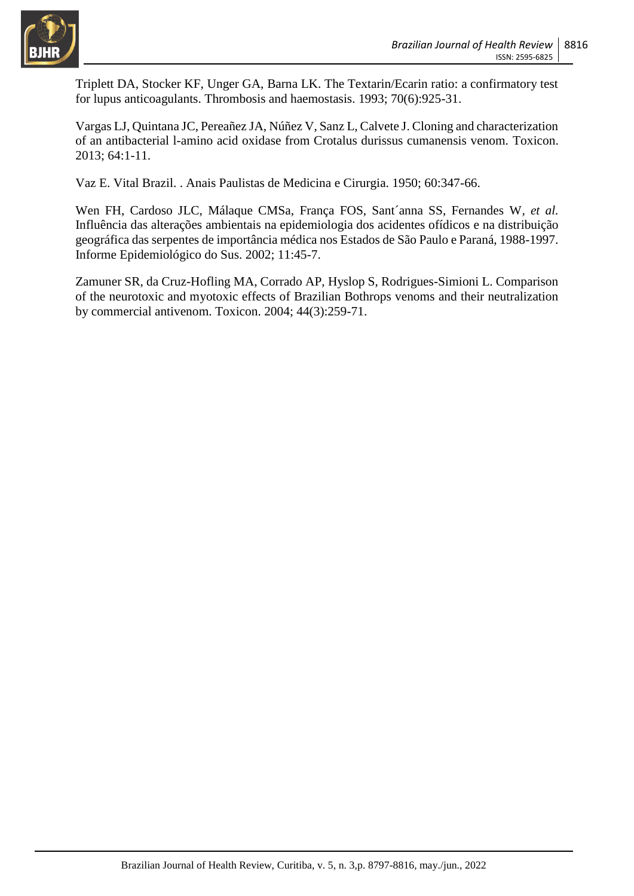Triplett DA, Stocker KF, Unger GA, Barna LK. The Textarin/Ecarin ratio: a confirmatory test for lupus anticoagulants. Thrombosis and haemostasis. 1993; 70(6):925-31.

Vargas LJ, Quintana JC, Pereañez JA, Núñez V, Sanz L, Calvete J. Cloning and characterization of an antibacterial l-amino acid oxidase from Crotalus durissus cumanensis venom. Toxicon. 2013; 64:1-11.

Vaz E. Vital Brazil. . Anais Paulistas de Medicina e Cirurgia. 1950; 60:347-66.

Wen FH, Cardoso JLC, Málaque CMSa, França FOS, Sant´anna SS, Fernandes W, *et al.* Influência das alterações ambientais na epidemiologia dos acidentes ofídicos e na distribuição geográfica das serpentes de importância médica nos Estados de São Paulo e Paraná, 1988-1997. Informe Epidemiológico do Sus. 2002; 11:45-7.

Zamuner SR, da Cruz-Hofling MA, Corrado AP, Hyslop S, Rodrigues-Simioni L. Comparison of the neurotoxic and myotoxic effects of Brazilian Bothrops venoms and their neutralization by commercial antivenom. Toxicon. 2004; 44(3):259-71.